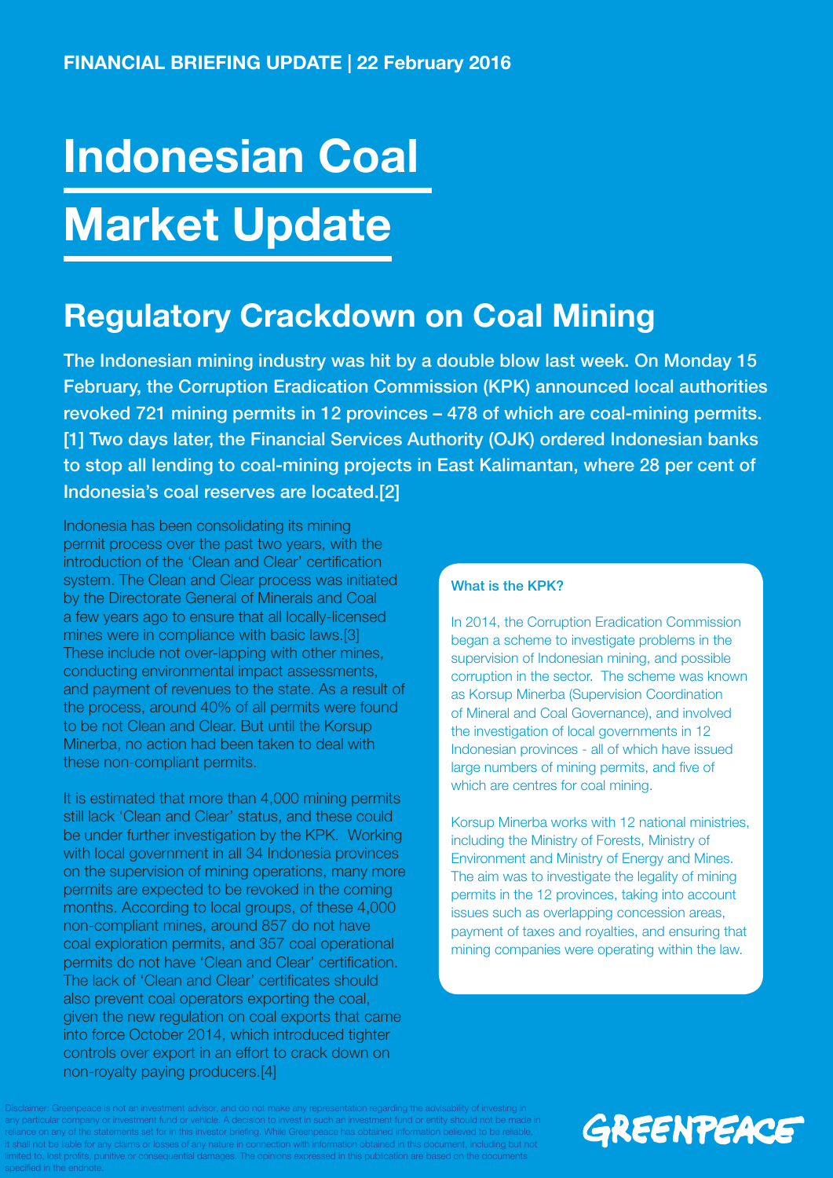**FINANCIAL BRIEFING UPDATE | 22 February 2016**

# Indonesian Coal Market Update

## Regulatory Crackdown on Coal Mining

**The Indonesian mining industry was hit by a double blow last week. On Monday 15 February, the Corruption Eradication Commission (KPK) announced local authorities revoked 721 mining permits in 12 provinces – 478 of which are coal-mining permits.[1] Two days later, the Financial Services Authority (OJK) ordered Indonesian banks to stop all lending to coal-mining projects in East Kalimantan, where 28 per cent of Indonesia's coal reserves are located.[2]**

Indonesia has been consolidating its mining permit process over the past two years, with the introduction of the 'Clean and Clear' certification system. The Clean and Clear process was initiated by the Directorate General of Minerals and Coal a few years ago to ensure that all locally-licensed mines were in compliance with basic laws.[3] These include not over-lapping with other mines, conducting environmental impact assessments, and payment of revenues to the state. As a result of the process, around 40% of all permits were found to be not Clean and Clear. But until the Korsup Minerba, no action had been taken to deal with these non-compliant permits.

It is estimated that more than 4,000 mining permits still lack 'Clean and Clear' status, and these could be under further investigation by the KPK. Working with local government in all 34 Indonesia provinces on the supervision of mining operations, many more permits are expected to be revoked in the coming months. According to local groups, of these 4,000 non-compliant mines, around 857 do not have coal exploration permits, and 357 coal operational permits do not have 'Clean and Clear' certification. The lack of 'Clean and Clear' certificates should also prevent coal operators exporting the coal, given the new regulation on coal exports that came into force October 2014, which introduced tighter controls over export in an effort to crack down on non-royalty paying producers.[4]

### What is the KPK?

In 2014, the Corruption Eradication Commission began a scheme to investigate problems in the supervision of Indonesian mining, and possible corruption in the sector. The scheme was known as Korsup Minerba (Supervision Coordination of Mineral and Coal Governance), and involved the investigation of local governments in 12 Indonesian provinces - all of which have issued large numbers of mining permits, and five of which are centres for coal mining.

Korsup Minerba works with 12 national ministries, including the Ministry of Forests, Ministry of Environment and Ministry of Energy and Mines. The aim was to investigate the legality of mining permits in the 12 provinces, taking into account issues such as overlapping concession areas, payment of taxes and royalties, and ensuring that mining companies were operating within the law.

Disclaimer: Greenpeace is not an investment advisor, and do not make any representation regarding the advisability of investing in any particular company or investment fund or vehicle. A decision to invest in such an investment fund or entity should not be made in reliance on any of the statements set for in this investor briefing. While Greenpeace has obtained information believed to be reliable, it shall not be liable for any claims or losses of any nature in connection with information obtained in this document, including but not limited to, lost profits, punitive or consequential damages. The opinions expressed in this publication are based on the documents specified in the endnote.

GREENPEACE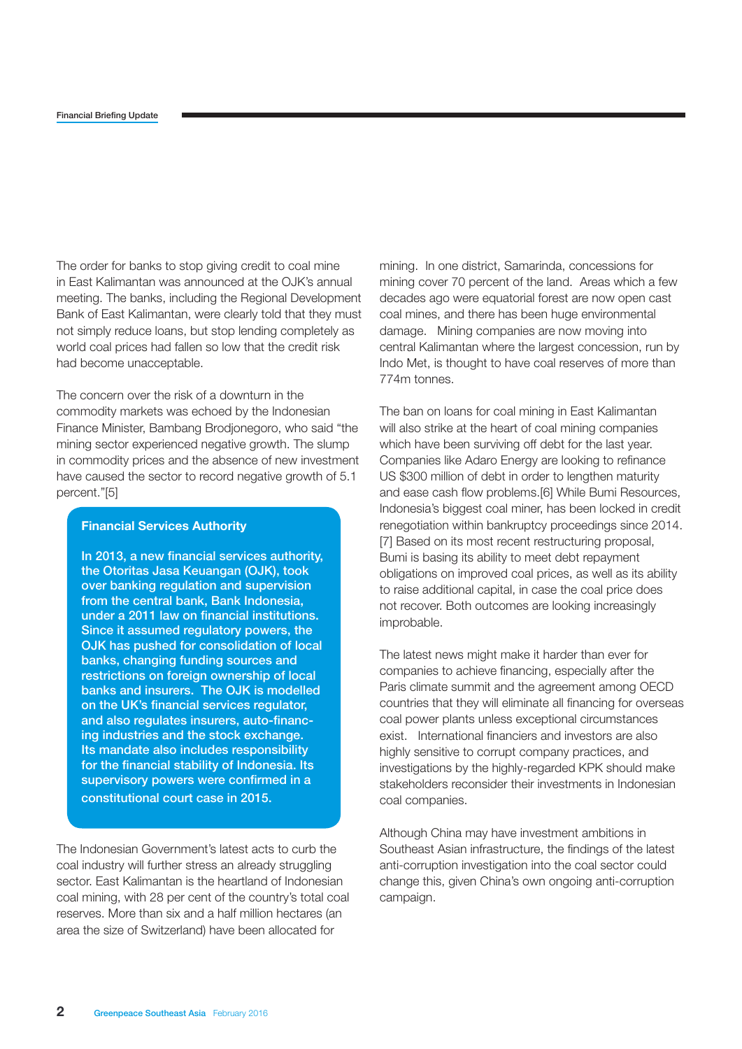The order for banks to stop giving credit to coal mine in East Kalimantan was announced at the OJK's annual meeting. The banks, including the Regional Development Bank of East Kalimantan, were clearly told that they must not simply reduce loans, but stop lending completely as world coal prices had fallen so low that the credit risk had become unacceptable.

The concern over the risk of a downturn in the commodity markets was echoed by the Indonesian Finance Minister, Bambang Brodjonegoro, who said "the mining sector experienced negative growth. The slump in commodity prices and the absence of new investment have caused the sector to record negative growth of 5.1 percent."[5]

> **Financial Services Authority**
>
> **In 2013, a new financial services authority, the Otoritas Jasa Keuangan (OJK), took over banking regulation and supervision from the central bank, Bank Indonesia, under a 2011 law on financial institutions. Since it assumed regulatory powers, the OJK has pushed for consolidation of local banks, changing funding sources and restrictions on foreign ownership of local banks and insurers. The OJK is modelled on the UK's financial services regulator, and also regulates insurers, auto-financing industries and the stock exchange. Its mandate also includes responsibility for the financial stability of Indonesia. Its supervisory powers were confirmed in a constitutional court case in 2015.**

The Indonesian Government's latest acts to curb the coal industry will further stress an already struggling sector. East Kalimantan is the heartland of Indonesian coal mining, with 28 per cent of the country's total coal reserves. More than six and a half million hectares (an area the size of Switzerland) have been allocated for mining. In one district, Samarinda, concessions for mining cover 70 percent of the land. Areas which a few decades ago were equatorial forest are now open cast coal mines, and there has been huge environmental damage. Mining companies are now moving into central Kalimantan where the largest concession, run by Indo Met, is thought to have coal reserves of more than 774m tonnes.

The ban on loans for coal mining in East Kalimantan will also strike at the heart of coal mining companies which have been surviving off debt for the last year. Companies like Adaro Energy are looking to refinance US $300 million of debt in order to lengthen maturity and ease cash flow problems.[6] While Bumi Resources, Indonesia's biggest coal miner, has been locked in credit renegotiation within bankruptcy proceedings since 2014.[7] Based on its most recent restructuring proposal, Bumi is basing its ability to meet debt repayment obligations on improved coal prices, as well as its ability to raise additional capital, in case the coal price does not recover. Both outcomes are looking increasingly improbable.

The latest news might make it harder than ever for companies to achieve financing, especially after the Paris climate summit and the agreement among OECD countries that they will eliminate all financing for overseas coal power plants unless exceptional circumstances exist. International financiers and investors are also highly sensitive to corrupt company practices, and investigations by the highly-regarded KPK should make stakeholders reconsider their investments in Indonesian coal companies.

Although China may have investment ambitions in Southeast Asian infrastructure, the findings of the latest anti-corruption investigation into the coal sector could change this, given China's own ongoing anti-corruption campaign.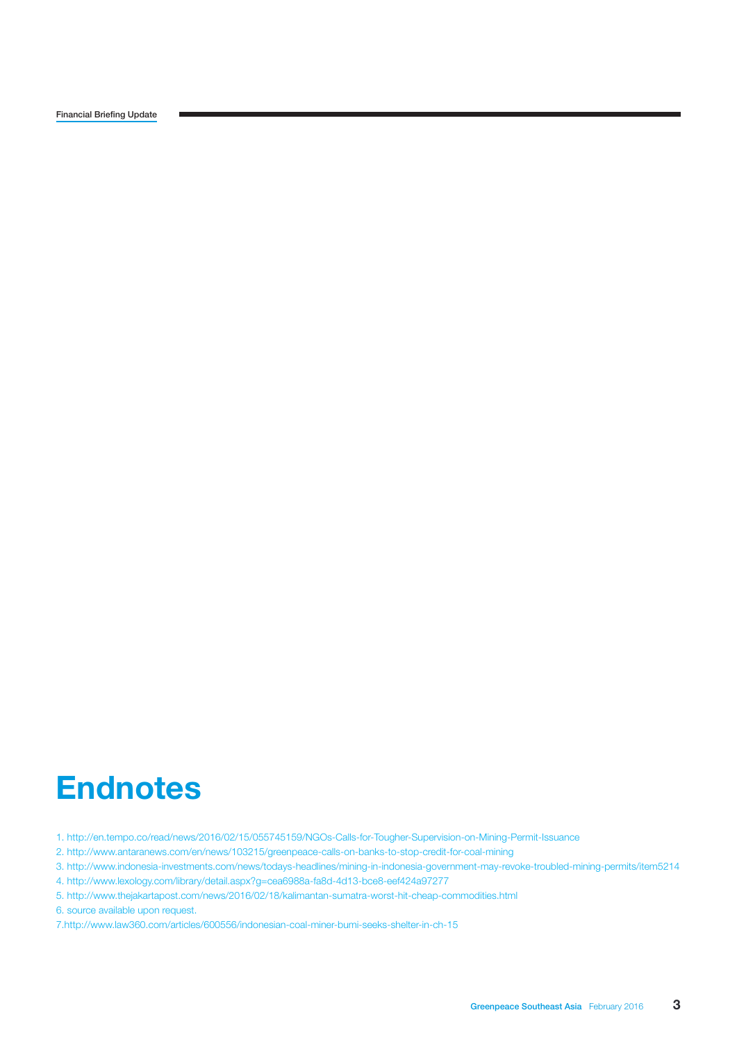# Endnotes

1. http://en.tempo.co/read/news/2016/02/15/055745159/NGOs-Calls-for-Tougher-Supervision-on-Mining-Permit-Issuance
2. http://www.antaranews.com/en/news/103215/greenpeace-calls-on-banks-to-stop-credit-for-coal-mining
3. http://www.indonesia-investments.com/news/todays-headlines/mining-in-indonesia-government-may-revoke-troubled-mining-permits/item5214
4. http://www.lexology.com/library/detail.aspx?g=cea6988a-fa8d-4d13-bce8-eef424a97277
5. http://www.thejakartapost.com/news/2016/02/18/kalimantan-sumatra-worst-hit-cheap-commodities.html
6. source available upon request.
7. http://www.law360.com/articles/600556/indonesian-coal-miner-bumi-seeks-shelter-in-ch-15